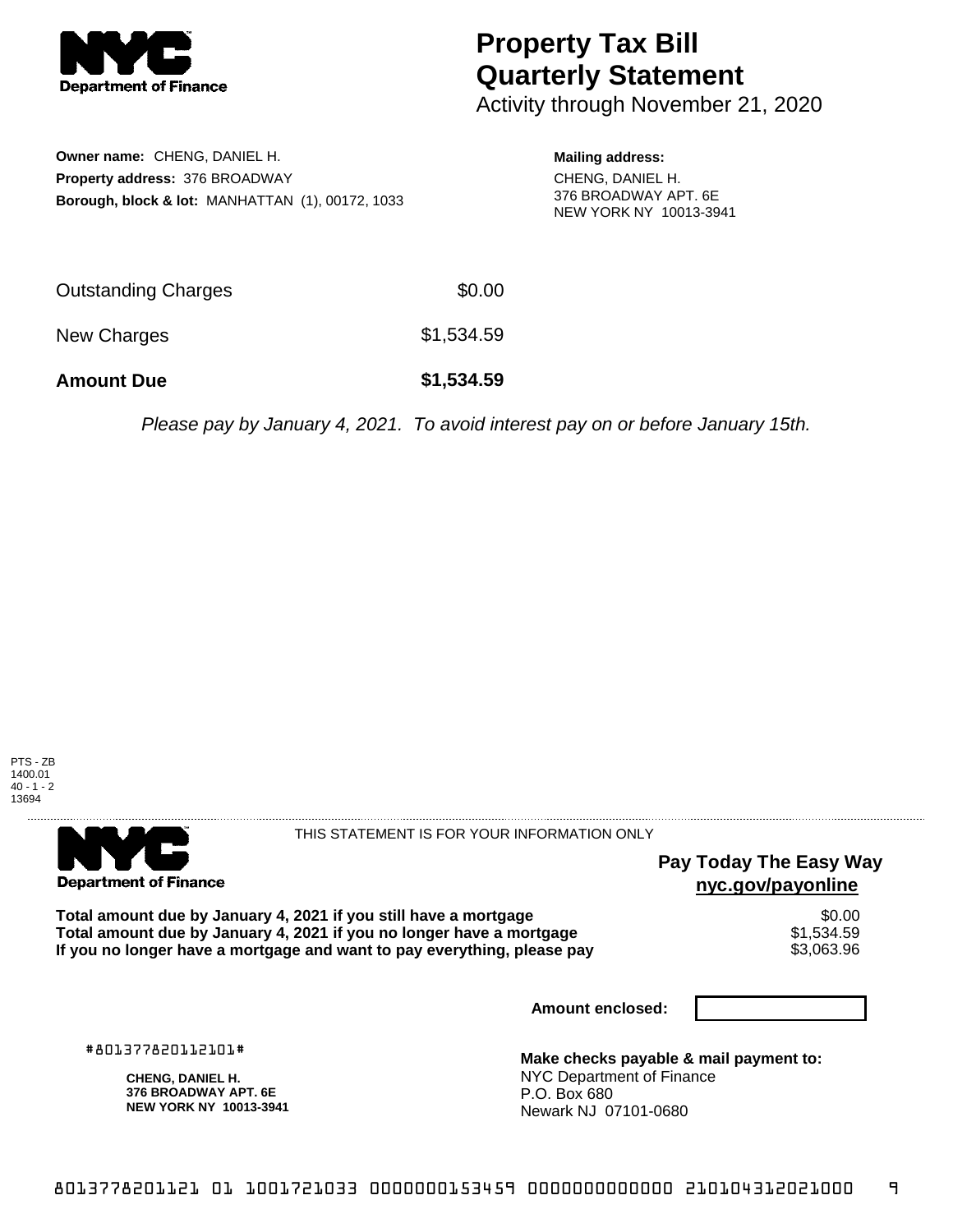**NYC Department of Finance**

# Property Tax Bill Quarterly Statement

Activity through November 21, 2020

**Owner name:** CHENG, DANIEL H.
**Property address:** 376 BROADWAY
**Borough, block & lot:** MANHATTAN (1), 00172, 1033

**Mailing address:**
CHENG, DANIEL H.
376 BROADWAY APT. 6E
NEW YORK NY 10013-3941

| | |
|---|---|
| Outstanding Charges | $0.00 |
| New Charges | $1,534.59 |
| **Amount Due** | **$1,534.59** |

*Please pay by January 4, 2021. To avoid interest pay on or before January 15th.*

PTS - ZB
1400.01
40 - 1 - 2
13694

---

**NYC Department of Finance**

THIS STATEMENT IS FOR YOUR INFORMATION ONLY

**Pay Today The Easy Way**
**nyc.gov/payonline**

| | |
|---|---|
| **Total amount due by January 4, 2021 if you still have a mortgage** | $0.00 |
| **Total amount due by January 4, 2021 if you no longer have a mortgage** | $1,534.59 |
| **If you no longer have a mortgage and want to pay everything, please pay** | $3,063.96 |

**Amount enclosed:**

#801377820112101#

**CHENG, DANIEL H.**
**376 BROADWAY APT. 6E**
**NEW YORK NY 10013-3941**

**Make checks payable & mail payment to:**
NYC Department of Finance
P.O. Box 680
Newark NJ 07101-0680

8013778201121 01 1001721033 0000000153459 0000000000000 210104312021000 9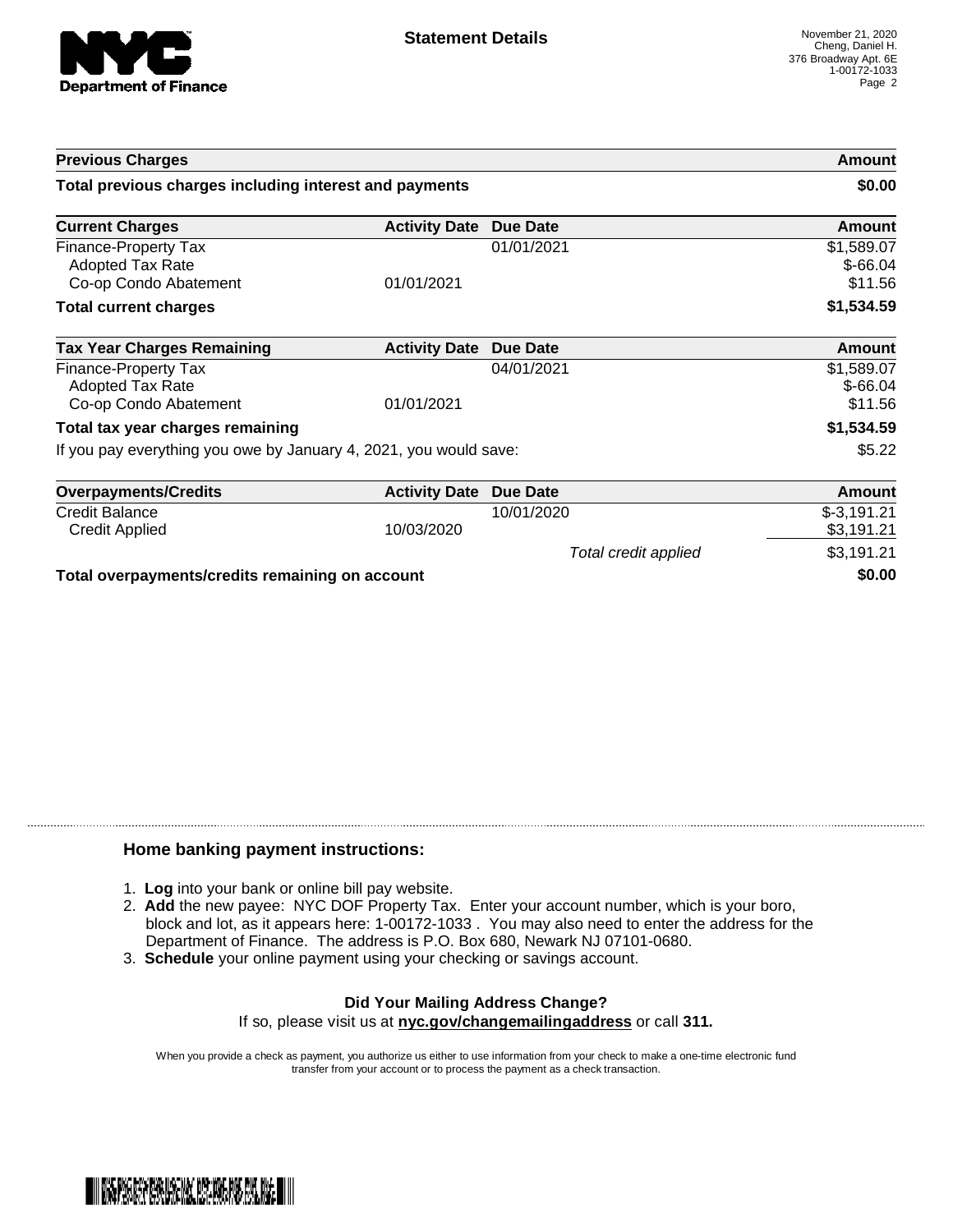**Statement Details**

November 21, 2020
Cheng, Daniel H.
376 Broadway Apt. 6E
1-00172-1033

| Previous Charges | | | Amount |
|---|---|---|---|
| **Total previous charges including interest and payments** | | | **$0.00** |

| Current Charges | Activity Date | Due Date | Amount |
|---|---|---|---|
| Finance-Property Tax | | 01/01/2021 | $1,589.07 |
| Adopted Tax Rate | | | $-66.04 |
| Co-op Condo Abatement | 01/01/2021 | | $11.56 |
| **Total current charges** | | | **$1,534.59** |

| Tax Year Charges Remaining | Activity Date | Due Date | Amount |
|---|---|---|---|
| Finance-Property Tax | | 04/01/2021 | $1,589.07 |
| Adopted Tax Rate | | | $-66.04 |
| Co-op Condo Abatement | 01/01/2021 | | $11.56 |
| **Total tax year charges remaining** | | | **$1,534.59** |
| If you pay everything you owe by January 4, 2021, you would save: | | | $5.22 |

| Overpayments/Credits | Activity Date | Due Date | Amount |
|---|---|---|---|
| Credit Balance | | 10/01/2020 | $-3,191.21 |
| Credit Applied | 10/03/2020 | | $3,191.21 |
| | | *Total credit applied* | $3,191.21 |
| **Total overpayments/credits remaining on account** | | | **$0.00** |

## Home banking payment instructions:

1. **Log** into your bank or online bill pay website.
2. **Add** the new payee: NYC DOF Property Tax. Enter your account number, which is your boro, block and lot, as it appears here: 1-00172-1033 . You may also need to enter the address for the Department of Finance. The address is P.O. Box 680, Newark NJ 07101-0680.
3. **Schedule** your online payment using your checking or savings account.

**Did Your Mailing Address Change?**

If so, please visit us at **nyc.gov/changemailingaddress** or call **311.**

When you provide a check as payment, you authorize us either to use information from your check to make a one-time electronic fund transfer from your account or to process the payment as a check transaction.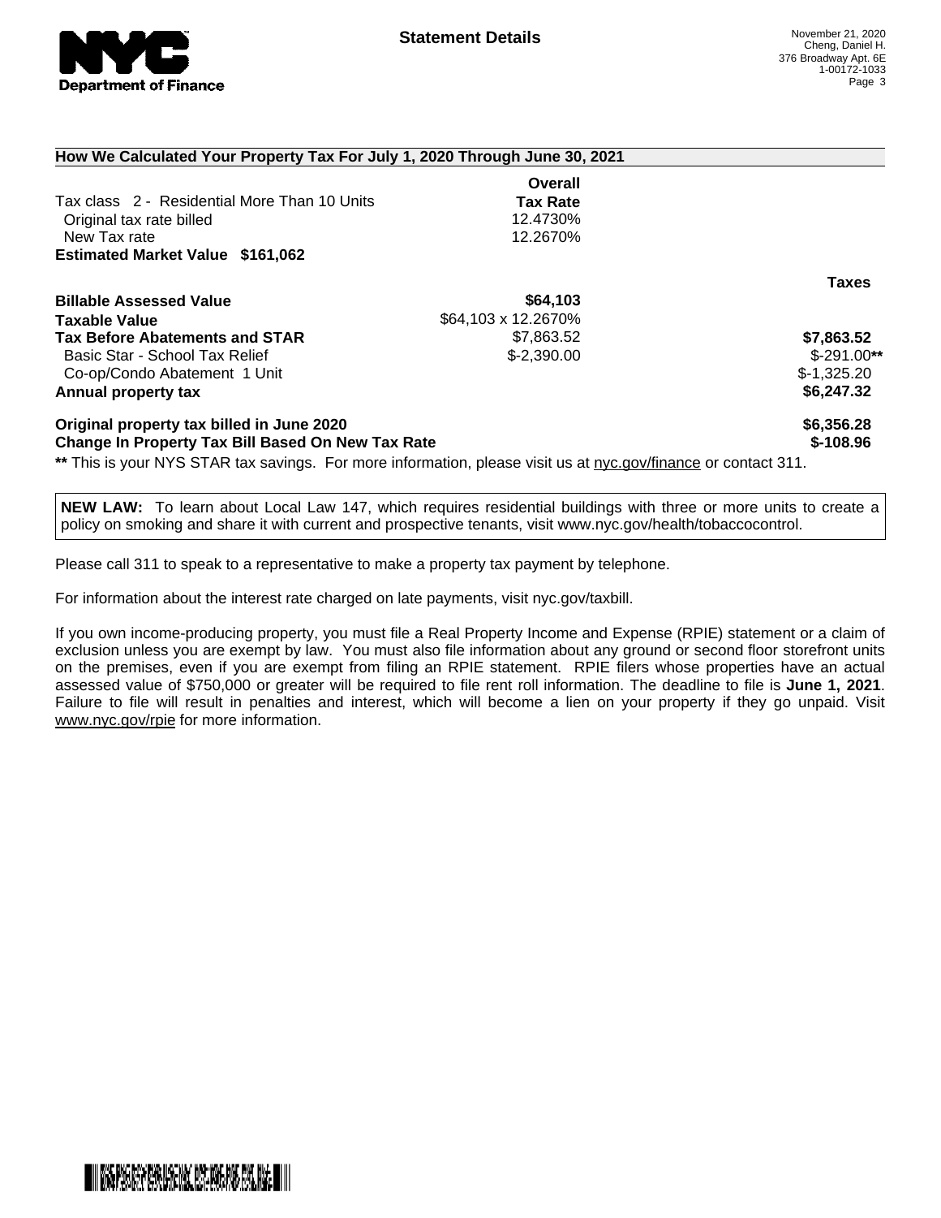# Statement Details

November 21, 2020
Cheng, Daniel H.
376 Broadway Apt. 6E
1-00172-1033

## How We Calculated Your Property Tax For July 1, 2020 Through June 30, 2021

| | Overall Tax Rate | |
|---|---|---|
| Tax class 2 - Residential More Than 10 Units | | |
| Original tax rate billed | 12.4730% | |
| New Tax rate | 12.2670% | |
| **Estimated Market Value $161,062** | | |
| | | **Taxes** |
| **Billable Assessed Value** | **$64,103** | |
| **Taxable Value** | $64,103 x 12.2670% | |
| **Tax Before Abatements and STAR** | $7,863.52 | **$7,863.52** |
| Basic Star - School Tax Relief | $-2,390.00 | $-291.00** |
| Co-op/Condo Abatement 1 Unit | | $-1,325.20 |
| **Annual property tax** | | **$6,247.32** |
| **Original property tax billed in June 2020** | | **$6,356.28** |
| **Change In Property Tax Bill Based On New Tax Rate** | | **$-108.96** |

** This is your NYS STAR tax savings. For more information, please visit us at nyc.gov/finance or contact 311.

**NEW LAW:** To learn about Local Law 147, which requires residential buildings with three or more units to create a policy on smoking and share it with current and prospective tenants, visit www.nyc.gov/health/tobaccocontrol.

Please call 311 to speak to a representative to make a property tax payment by telephone.

For information about the interest rate charged on late payments, visit nyc.gov/taxbill.

If you own income-producing property, you must file a Real Property Income and Expense (RPIE) statement or a claim of exclusion unless you are exempt by law. You must also file information about any ground or second floor storefront units on the premises, even if you are exempt from filing an RPIE statement. RPIE filers whose properties have an actual assessed value of $750,000 or greater will be required to file rent roll information. The deadline to file is **June 1, 2021**. Failure to file will result in penalties and interest, which will become a lien on your property if they go unpaid. Visit www.nyc.gov/rpie for more information.